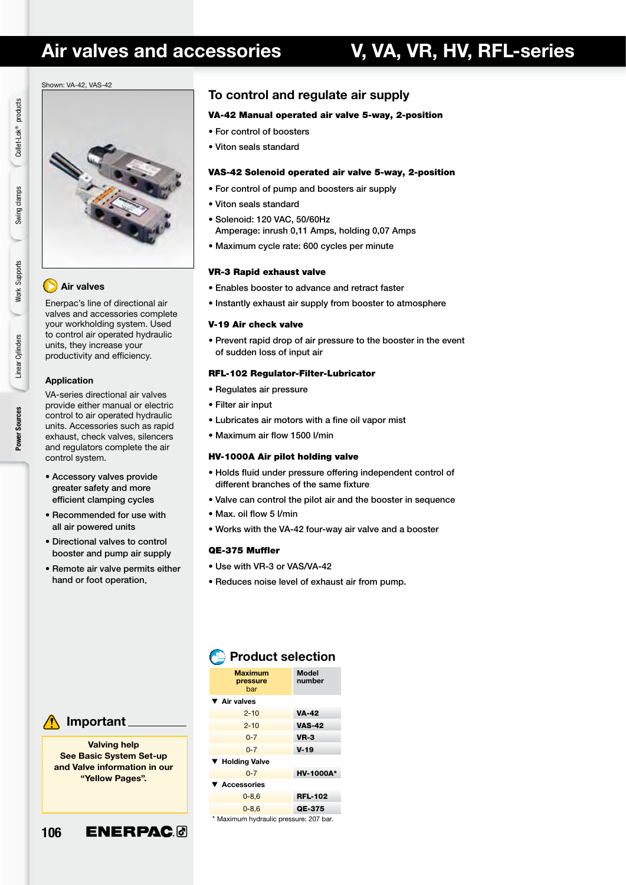# Air valves and accessories

## V, VA, VR, HV, RFL-series

Shown: VA-42, VAS-42

### Air valves

Enerpac's line of directional air valves and accessories complete your workholding system. Used to control air operated hydraulic units, they increase your productivity and efficiency.

**Application**

VA-series directional air valves provide either manual or electric control to air operated hydraulic units. Accessories such as rapid exhaust, check valves, silencers and regulators complete the air control system.

- Accessory valves provide greater safety and more efficient clamping cycles
- Recommended for use with all air powered units
- Directional valves to control booster and pump air supply
- Remote air valve permits either hand or foot operation.

## To control and regulate air supply

**VA-42 Manual operated air valve 5-way, 2-position**

- For control of boosters
- Viton seals standard

**VAS-42 Solenoid operated air valve 5-way, 2-position**

- For control of pump and boosters air supply
- Viton seals standard
- Solenoid: 120 VAC, 50/60Hz
  Amperage: inrush 0,11 Amps, holding 0,07 Amps
- Maximum cycle rate: 600 cycles per minute

**VR-3 Rapid exhaust valve**

- Enables booster to advance and retract faster
- Instantly exhaust air supply from booster to atmosphere

**V-19 Air check valve**

- Prevent rapid drop of air pressure to the booster in the event of sudden loss of input air

**RFL-102 Regulator-Filter-Lubricator**

- Regulates air pressure
- Filter air input
- Lubricates air motors with a fine oil vapor mist
- Maximum air flow 1500 l/min

**HV-1000A Air pilot holding valve**

- Holds fluid under pressure offering independent control of different branches of the same fixture
- Valve can control the pilot air and the booster in sequence
- Max. oil flow 5 l/min
- Works with the VA-42 four-way air valve and a booster

**QE-375 Muffler**

- Use with VR-3 or VAS/VA-42
- Reduces noise level of exhaust air from pump.

### Important

**Valving help**
**See Basic System Set-up and Valve information in our "Yellow Pages".**

### Product selection

| Maximum pressure bar | Model number |
|---|---|
| ▼ Air valves | |
| 2-10 | VA-42 |
| 2-10 | VAS-42 |
| 0-7 | VR-3 |
| 0-7 | V-19 |
| ▼ Holding Valve | |
| 0-7 | HV-1000A* |
| ▼ Accessories | |
| 0-8,6 | RFL-102 |
| 0-8,6 | QE-375 |

\* Maximum hydraulic pressure: 207 bar.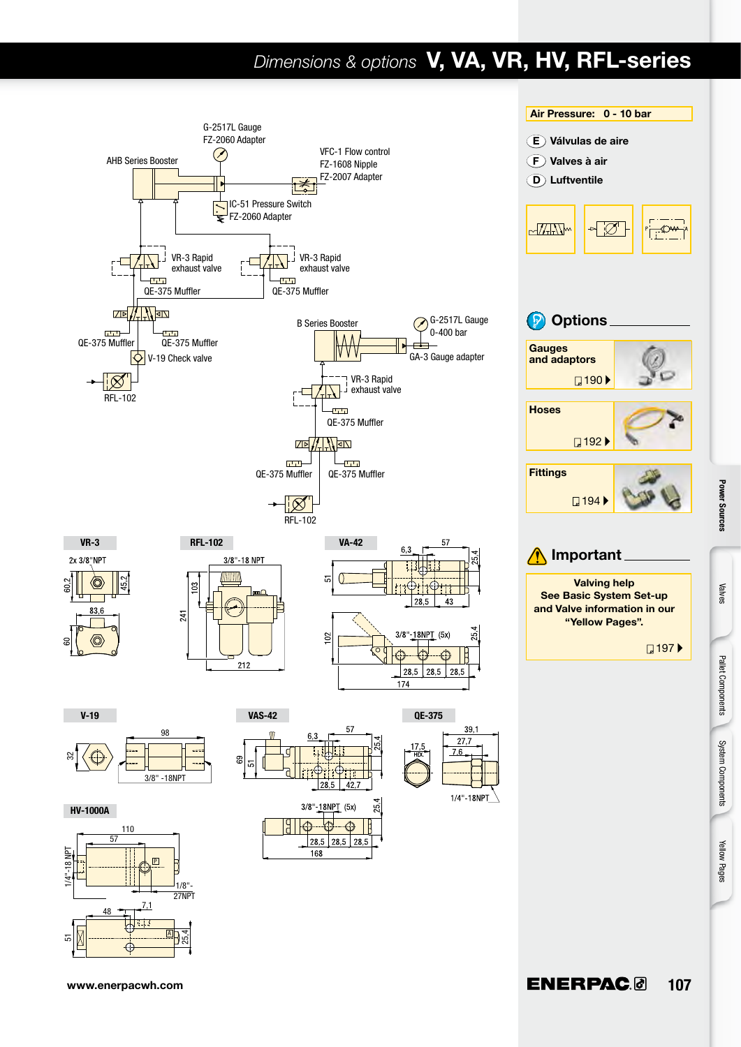# Dimensions & options V, VA, VR, HV, RFL-series

G-2517L Gauge
FZ-2060 Adapter

AHB Series Booster

VFC-1 Flow control
FZ-1608 Nipple
FZ-2007 Adapter

IC-51 Pressure Switch
FZ-2060 Adapter

VR-3 Rapid exhaust valve

VR-3 Rapid exhaust valve

QE-375 Muffler

QE-375 Muffler

QE-375 Muffler

QE-375 Muffler

V-19 Check valve

RFL-102

B Series Booster

G-2517L Gauge
0-400 bar

GA-3 Gauge adapter

VR-3 Rapid exhaust valve

QE-375 Muffler

QE-375 Muffler

QE-375 Muffler

RFL-102

**VR-3**

2x 3/8"NPT
60,2
45,2
83,6
60

**RFL-102**

3/8"-18 NPT
103
241
212

**VA-42**

6,3
57
25,4
51
28,5
43
3/8"-18NPT (5x)
102
25,4
28,5
28,5
28,5
174

**V-19**

98
32
3/8" -18NPT

**VAS-42**

6,3
57
25,4
69
51
28,5
42,7
3/8"-18NPT (5x)
25,4
28,5
28,5
28,5
168

**QE-375**

39,1
27,7
7,6
17,5
HEX
1/4"-18NPT

**HV-1000A**

110
57
1/4"-18 NPT
1/8"-27NPT
48
7,1
51
25,4

**Air Pressure: 0 - 10 bar**

E Válvulas de aire

F Valves à air

D Luftventile

## Options

Gauges and adaptors 190

Hoses 192

Fittings 194

## Important

**Valving help**
**See Basic System Set-up and Valve information in our "Yellow Pages".**

197

www.enerpacwh.com

ENERPAC